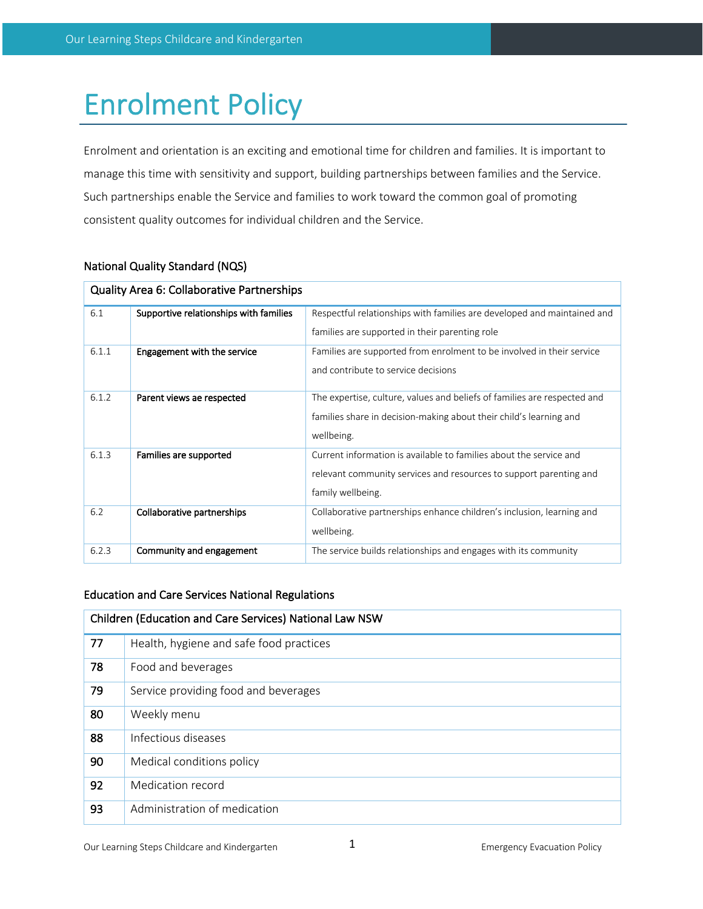# Enrolment Policy

Enrolment and orientation is an exciting and emotional time for children and families. It is important to manage this time with sensitivity and support, building partnerships between families and the Service. Such partnerships enable the Service and families to work toward the common goal of promoting consistent quality outcomes for individual children and the Service.

## National Quality Standard (NQS)

| Quality Area 6: Collaborative Partnerships | | |
|---|---|---|
| 6.1 | **Supportive relationships with families** | Respectful relationships with families are developed and maintained and families are supported in their parenting role |
| 6.1.1 | **Engagement with the service** | Families are supported from enrolment to be involved in their service and contribute to service decisions |
| 6.1.2 | **Parent views ae respected** | The expertise, culture, values and beliefs of families are respected and families share in decision-making about their child's learning and wellbeing. |
| 6.1.3 | **Families are supported** | Current information is available to families about the service and relevant community services and resources to support parenting and family wellbeing. |
| 6.2 | **Collaborative partnerships** | Collaborative partnerships enhance children's inclusion, learning and wellbeing. |
| 6.2.3 | **Community and engagement** | The service builds relationships and engages with its community |

## Education and Care Services National Regulations

| Children (Education and Care Services) National Law NSW | |
|---|---|
| **77** | Health, hygiene and safe food practices |
| **78** | Food and beverages |
| **79** | Service providing food and beverages |
| **80** | Weekly menu |
| **88** | Infectious diseases |
| **90** | Medical conditions policy |
| **92** | Medication record |
| **93** | Administration of medication |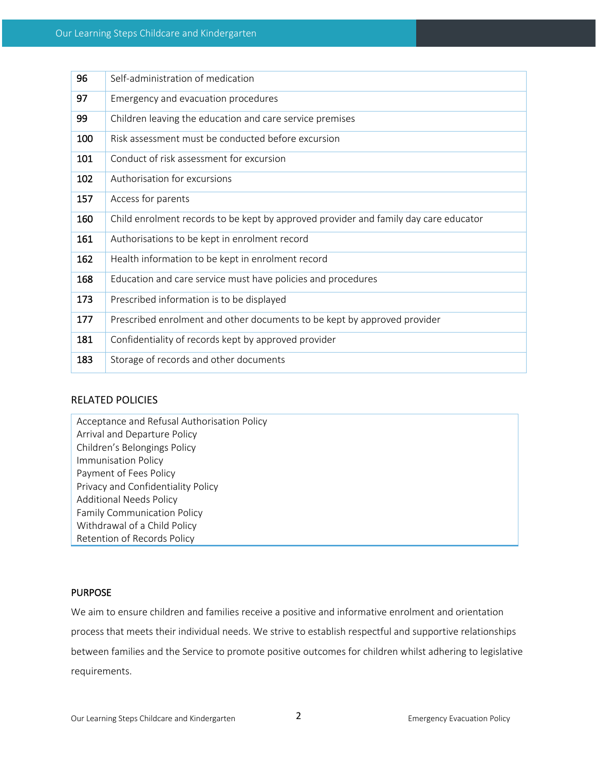| | |
|---|---|
| 96 | Self-administration of medication |
| 97 | Emergency and evacuation procedures |
| 99 | Children leaving the education and care service premises |
| 100 | Risk assessment must be conducted before excursion |
| 101 | Conduct of risk assessment for excursion |
| 102 | Authorisation for excursions |
| 157 | Access for parents |
| 160 | Child enrolment records to be kept by approved provider and family day care educator |
| 161 | Authorisations to be kept in enrolment record |
| 162 | Health information to be kept in enrolment record |
| 168 | Education and care service must have policies and procedures |
| 173 | Prescribed information is to be displayed |
| 177 | Prescribed enrolment and other documents to be kept by approved provider |
| 181 | Confidentiality of records kept by approved provider |
| 183 | Storage of records and other documents |

## RELATED POLICIES

Acceptance and Refusal Authorisation Policy
Arrival and Departure Policy
Children's Belongings Policy
Immunisation Policy
Payment of Fees Policy
Privacy and Confidentiality Policy
Additional Needs Policy
Family Communication Policy
Withdrawal of a Child Policy
Retention of Records Policy

## PURPOSE

We aim to ensure children and families receive a positive and informative enrolment and orientation process that meets their individual needs. We strive to establish respectful and supportive relationships between families and the Service to promote positive outcomes for children whilst adhering to legislative requirements.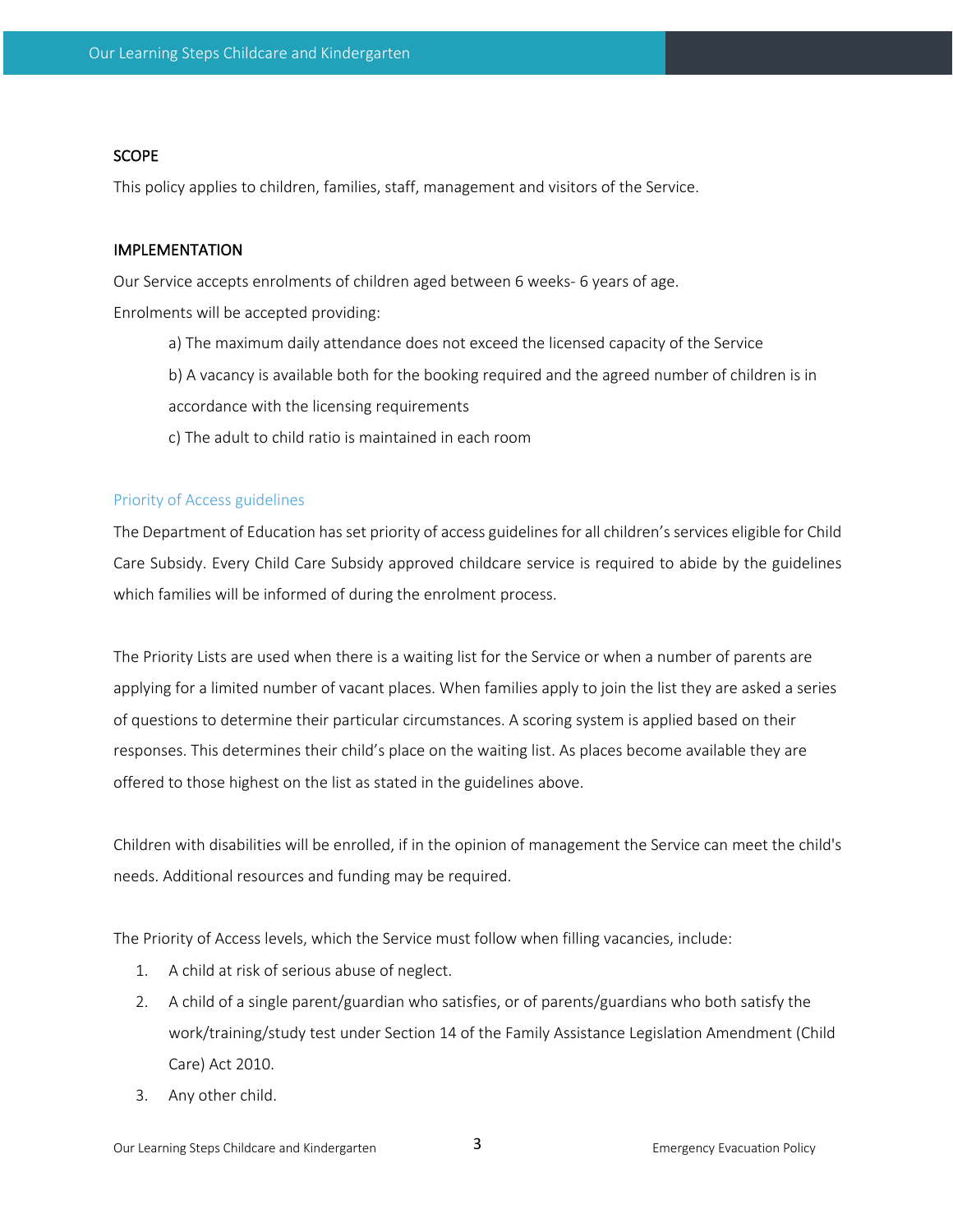## SCOPE

This policy applies to children, families, staff, management and visitors of the Service.

## IMPLEMENTATION

Our Service accepts enrolments of children aged between 6 weeks- 6 years of age.

Enrolments will be accepted providing:

a) The maximum daily attendance does not exceed the licensed capacity of the Service

b) A vacancy is available both for the booking required and the agreed number of children is in accordance with the licensing requirements

c) The adult to child ratio is maintained in each room

### Priority of Access guidelines

The Department of Education has set priority of access guidelines for all children's services eligible for Child Care Subsidy. Every Child Care Subsidy approved childcare service is required to abide by the guidelines which families will be informed of during the enrolment process.

The Priority Lists are used when there is a waiting list for the Service or when a number of parents are applying for a limited number of vacant places. When families apply to join the list they are asked a series of questions to determine their particular circumstances. A scoring system is applied based on their responses. This determines their child's place on the waiting list. As places become available they are offered to those highest on the list as stated in the guidelines above.

Children with disabilities will be enrolled, if in the opinion of management the Service can meet the child's needs. Additional resources and funding may be required.

The Priority of Access levels, which the Service must follow when filling vacancies, include:

1. A child at risk of serious abuse of neglect.
2. A child of a single parent/guardian who satisfies, or of parents/guardians who both satisfy the work/training/study test under Section 14 of the Family Assistance Legislation Amendment (Child Care) Act 2010.
3. Any other child.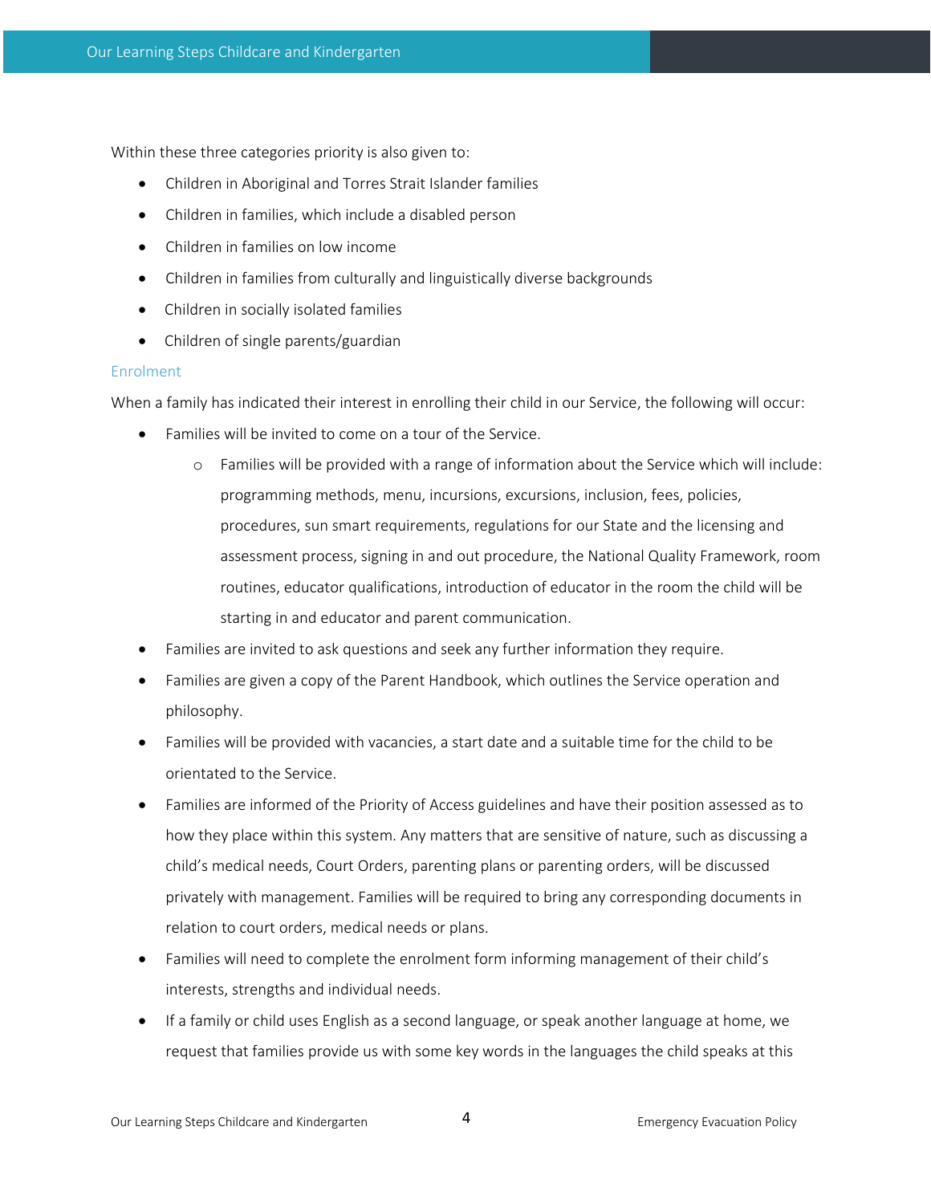Within these three categories priority is also given to:

- Children in Aboriginal and Torres Strait Islander families
- Children in families, which include a disabled person
- Children in families on low income
- Children in families from culturally and linguistically diverse backgrounds
- Children in socially isolated families
- Children of single parents/guardian

## Enrolment

When a family has indicated their interest in enrolling their child in our Service, the following will occur:

- Families will be invited to come on a tour of the Service.
    - Families will be provided with a range of information about the Service which will include: programming methods, menu, incursions, excursions, inclusion, fees, policies, procedures, sun smart requirements, regulations for our State and the licensing and assessment process, signing in and out procedure, the National Quality Framework, room routines, educator qualifications, introduction of educator in the room the child will be starting in and educator and parent communication.
- Families are invited to ask questions and seek any further information they require.
- Families are given a copy of the Parent Handbook, which outlines the Service operation and philosophy.
- Families will be provided with vacancies, a start date and a suitable time for the child to be orientated to the Service.
- Families are informed of the Priority of Access guidelines and have their position assessed as to how they place within this system. Any matters that are sensitive of nature, such as discussing a child's medical needs, Court Orders, parenting plans or parenting orders, will be discussed privately with management. Families will be required to bring any corresponding documents in relation to court orders, medical needs or plans.
- Families will need to complete the enrolment form informing management of their child's interests, strengths and individual needs.
- If a family or child uses English as a second language, or speak another language at home, we request that families provide us with some key words in the languages the child speaks at this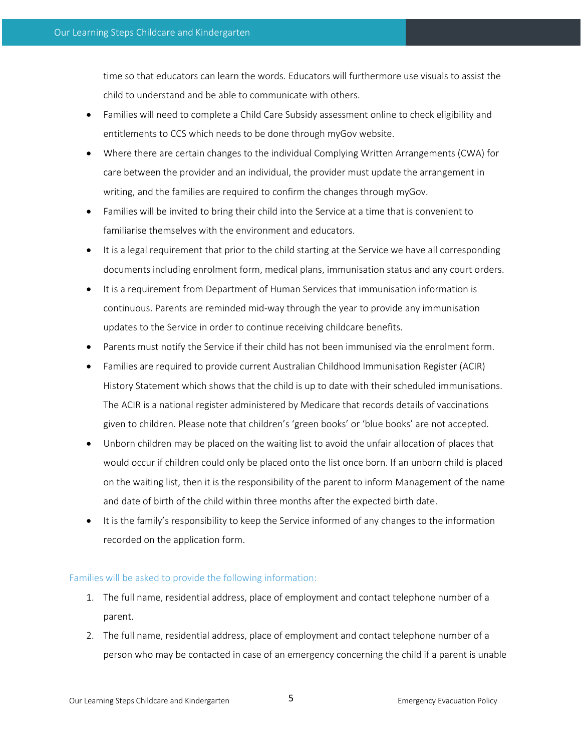time so that educators can learn the words. Educators will furthermore use visuals to assist the child to understand and be able to communicate with others.

- Families will need to complete a Child Care Subsidy assessment online to check eligibility and entitlements to CCS which needs to be done through myGov website.
- Where there are certain changes to the individual Complying Written Arrangements (CWA) for care between the provider and an individual, the provider must update the arrangement in writing, and the families are required to confirm the changes through myGov.
- Families will be invited to bring their child into the Service at a time that is convenient to familiarise themselves with the environment and educators.
- It is a legal requirement that prior to the child starting at the Service we have all corresponding documents including enrolment form, medical plans, immunisation status and any court orders.
- It is a requirement from Department of Human Services that immunisation information is continuous. Parents are reminded mid-way through the year to provide any immunisation updates to the Service in order to continue receiving childcare benefits.
- Parents must notify the Service if their child has not been immunised via the enrolment form.
- Families are required to provide current Australian Childhood Immunisation Register (ACIR) History Statement which shows that the child is up to date with their scheduled immunisations. The ACIR is a national register administered by Medicare that records details of vaccinations given to children. Please note that children's 'green books' or 'blue books' are not accepted.
- Unborn children may be placed on the waiting list to avoid the unfair allocation of places that would occur if children could only be placed onto the list once born. If an unborn child is placed on the waiting list, then it is the responsibility of the parent to inform Management of the name and date of birth of the child within three months after the expected birth date.
- It is the family's responsibility to keep the Service informed of any changes to the information recorded on the application form.

### Families will be asked to provide the following information:

1. The full name, residential address, place of employment and contact telephone number of a parent.
2. The full name, residential address, place of employment and contact telephone number of a person who may be contacted in case of an emergency concerning the child if a parent is unable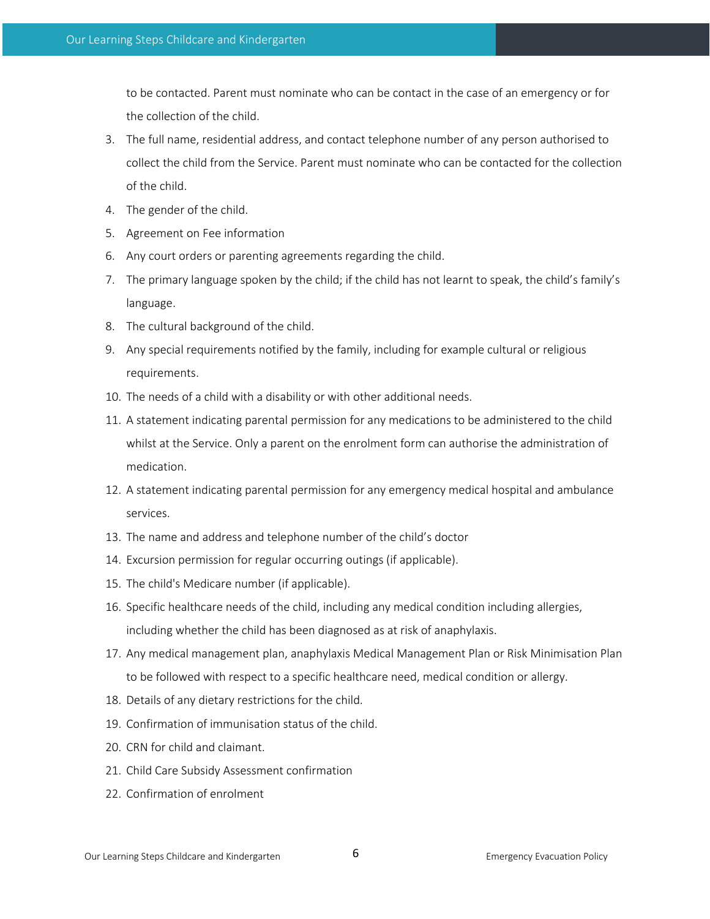to be contacted. Parent must nominate who can be contact in the case of an emergency or for the collection of the child.

3. The full name, residential address, and contact telephone number of any person authorised to collect the child from the Service. Parent must nominate who can be contacted for the collection of the child.
4. The gender of the child.
5. Agreement on Fee information
6. Any court orders or parenting agreements regarding the child.
7. The primary language spoken by the child; if the child has not learnt to speak, the child's family's language.
8. The cultural background of the child.
9. Any special requirements notified by the family, including for example cultural or religious requirements.
10. The needs of a child with a disability or with other additional needs.
11. A statement indicating parental permission for any medications to be administered to the child whilst at the Service. Only a parent on the enrolment form can authorise the administration of medication.
12. A statement indicating parental permission for any emergency medical hospital and ambulance services.
13. The name and address and telephone number of the child's doctor
14. Excursion permission for regular occurring outings (if applicable).
15. The child's Medicare number (if applicable).
16. Specific healthcare needs of the child, including any medical condition including allergies, including whether the child has been diagnosed as at risk of anaphylaxis.
17. Any medical management plan, anaphylaxis Medical Management Plan or Risk Minimisation Plan to be followed with respect to a specific healthcare need, medical condition or allergy.
18. Details of any dietary restrictions for the child.
19. Confirmation of immunisation status of the child.
20. CRN for child and claimant.
21. Child Care Subsidy Assessment confirmation
22. Confirmation of enrolment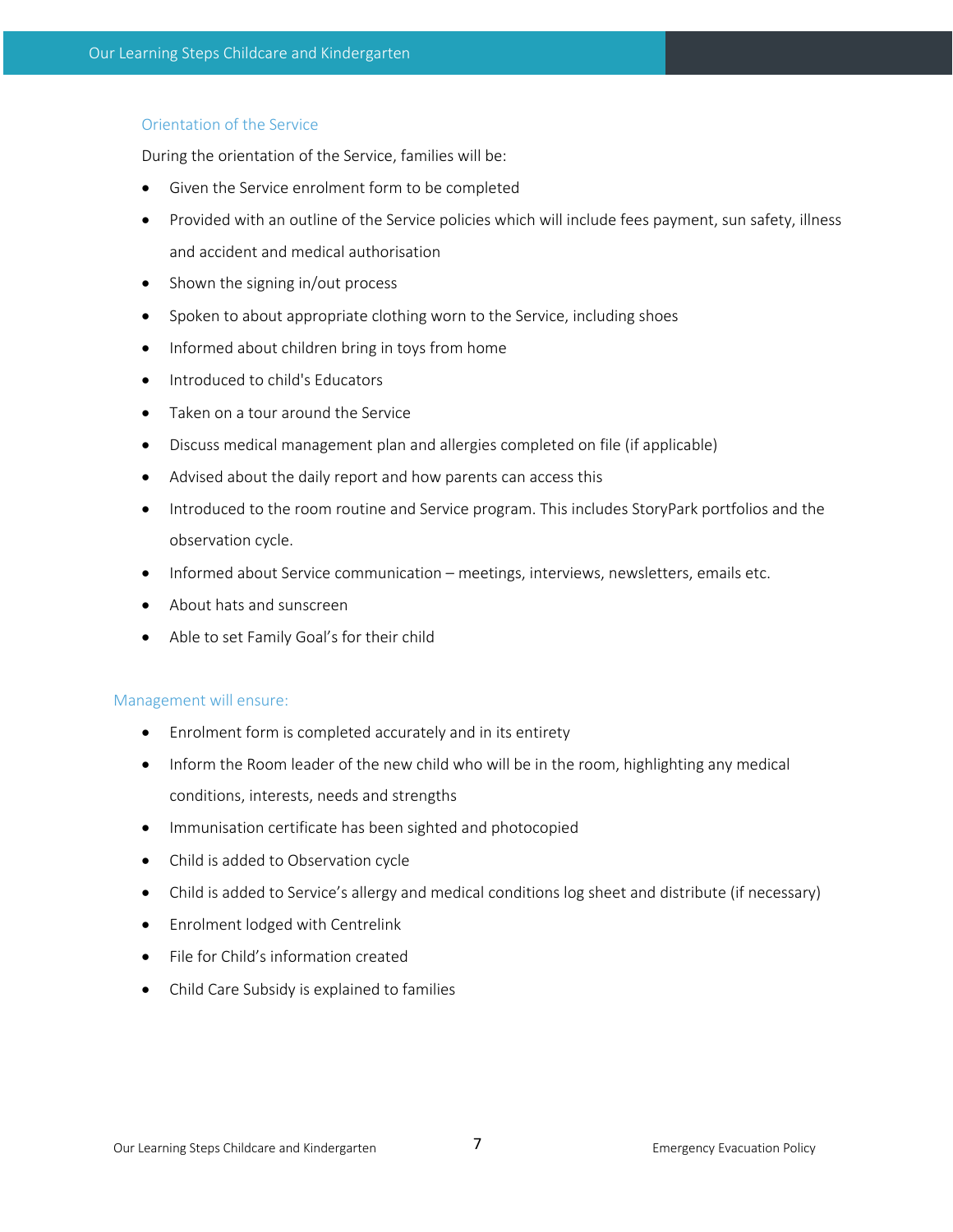### Orientation of the Service

During the orientation of the Service, families will be:

- Given the Service enrolment form to be completed
- Provided with an outline of the Service policies which will include fees payment, sun safety, illness and accident and medical authorisation
- Shown the signing in/out process
- Spoken to about appropriate clothing worn to the Service, including shoes
- Informed about children bring in toys from home
- Introduced to child's Educators
- Taken on a tour around the Service
- Discuss medical management plan and allergies completed on file (if applicable)
- Advised about the daily report and how parents can access this
- Introduced to the room routine and Service program. This includes StoryPark portfolios and the observation cycle.
- Informed about Service communication – meetings, interviews, newsletters, emails etc.
- About hats and sunscreen
- Able to set Family Goal's for their child

### Management will ensure:

- Enrolment form is completed accurately and in its entirety
- Inform the Room leader of the new child who will be in the room, highlighting any medical conditions, interests, needs and strengths
- Immunisation certificate has been sighted and photocopied
- Child is added to Observation cycle
- Child is added to Service's allergy and medical conditions log sheet and distribute (if necessary)
- Enrolment lodged with Centrelink
- File for Child's information created
- Child Care Subsidy is explained to families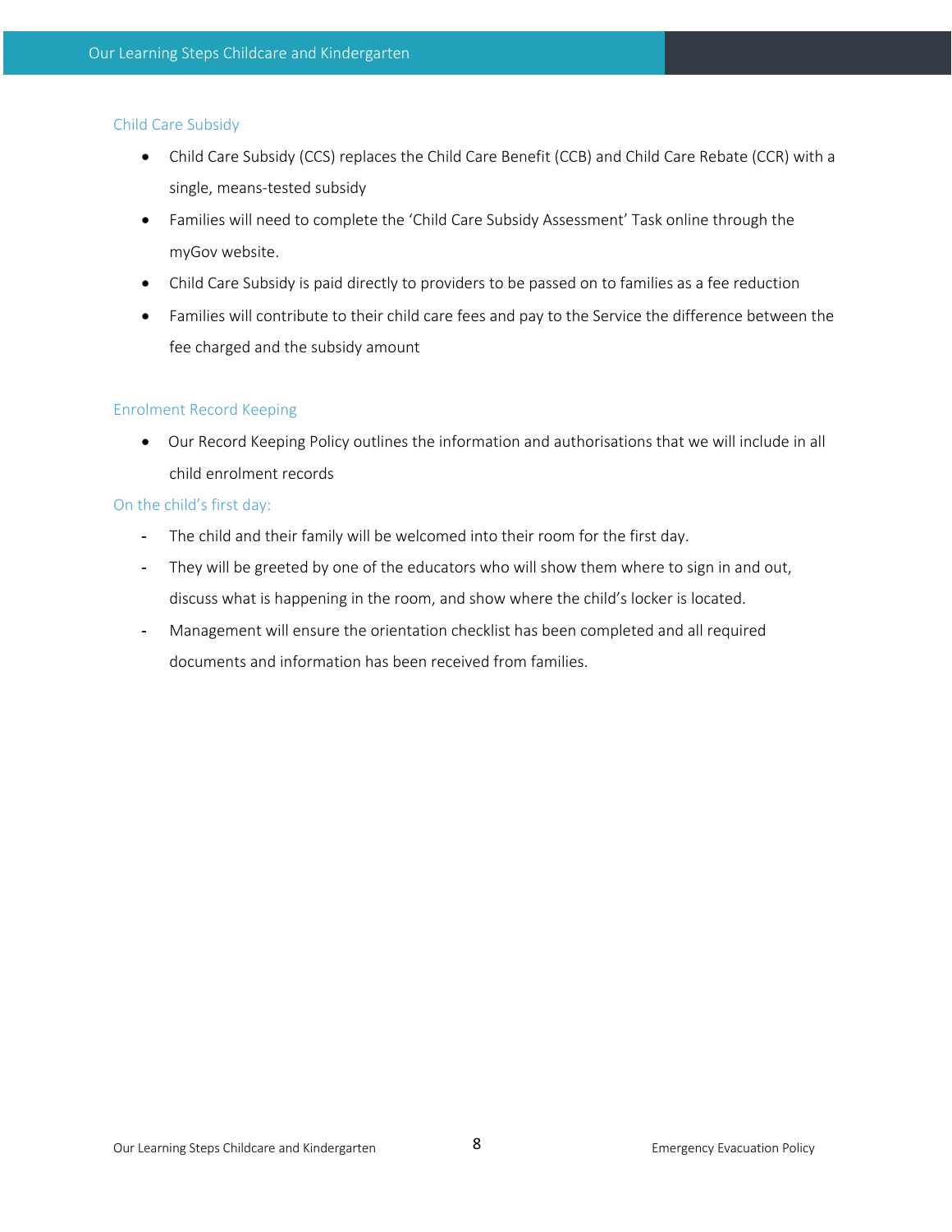### Child Care Subsidy

- Child Care Subsidy (CCS) replaces the Child Care Benefit (CCB) and Child Care Rebate (CCR) with a single, means-tested subsidy
- Families will need to complete the 'Child Care Subsidy Assessment' Task online through the myGov website.
- Child Care Subsidy is paid directly to providers to be passed on to families as a fee reduction
- Families will contribute to their child care fees and pay to the Service the difference between the fee charged and the subsidy amount

### Enrolment Record Keeping

- Our Record Keeping Policy outlines the information and authorisations that we will include in all child enrolment records

### On the child's first day:

- The child and their family will be welcomed into their room for the first day.
- They will be greeted by one of the educators who will show them where to sign in and out, discuss what is happening in the room, and show where the child's locker is located.
- Management will ensure the orientation checklist has been completed and all required documents and information has been received from families.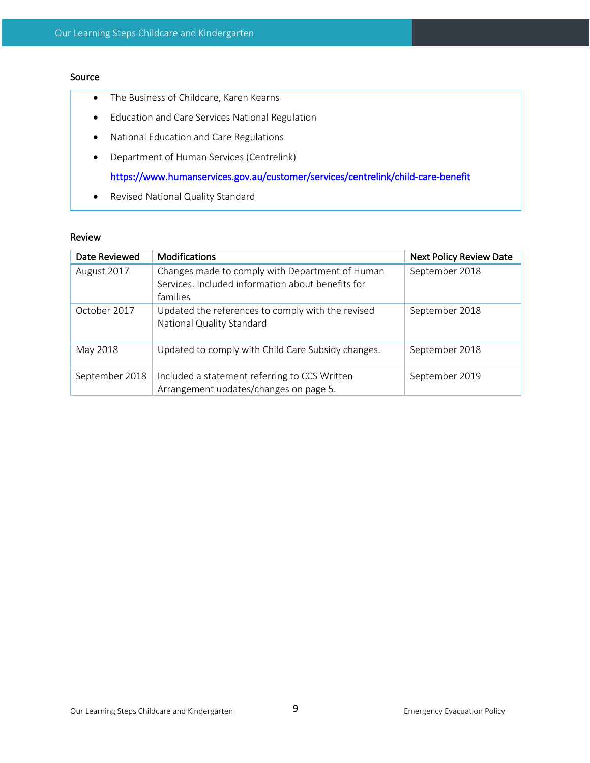### Source

- The Business of Childcare, Karen Kearns
- Education and Care Services National Regulation
- National Education and Care Regulations
- Department of Human Services (Centrelink)

  https://www.humanservices.gov.au/customer/services/centrelink/child-care-benefit
- Revised National Quality Standard

### Review

| Date Reviewed | Modifications | Next Policy Review Date |
|---|---|---|
| August 2017 | Changes made to comply with Department of Human Services. Included information about benefits for families | September 2018 |
| October 2017 | Updated the references to comply with the revised National Quality Standard | September 2018 |
| May 2018 | Updated to comply with Child Care Subsidy changes. | September 2018 |
| September 2018 | Included a statement referring to CCS Written Arrangement updates/changes on page 5. | September 2019 |